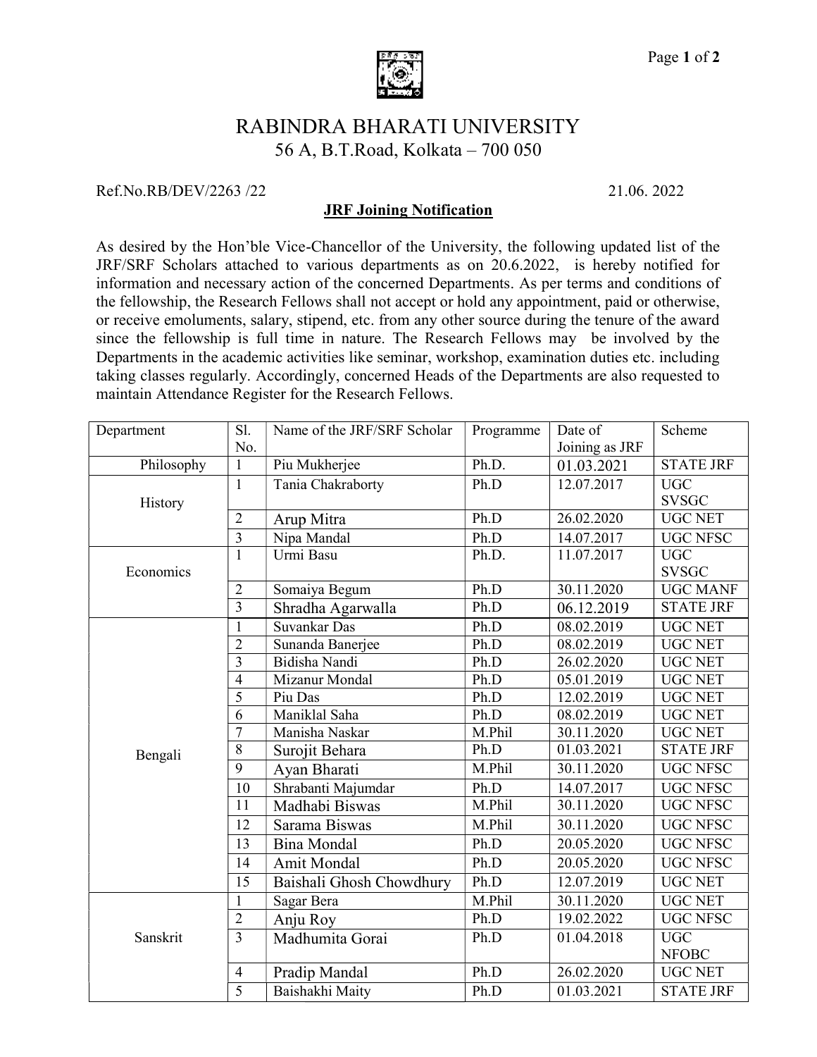# RABINDRA BHARATI UNIVERSITY

56 A, B.T.Road, Kolkata – 700 050

Ref.No.RB/DEV/2263 /22 21.06. 2022

**JRF Joining Notification**

As desired by the Hon'ble Vice-Chancellor of the University, the following updated list of the JRF/SRF Scholars attached to various departments as on 20.6.2022, is hereby notified for information and necessary action of the concerned Departments. As per terms and conditions of the fellowship, the Research Fellows shall not accept or hold any appointment, paid or otherwise, or receive emoluments, salary, stipend, etc. from any other source during the tenure of the award since the fellowship is full time in nature. The Research Fellows may be involved by the Departments in the academic activities like seminar, workshop, examination duties etc. including taking classes regularly. Accordingly, concerned Heads of the Departments are also requested to maintain Attendance Register for the Research Fellows.

| Department | Sl. No. | Name of the JRF/SRF Scholar | Programme | Date of Joining as JRF | Scheme |
|---|---|---|---|---|---|
| Philosophy | 1 | Piu Mukherjee | Ph.D. | 01.03.2021 | STATE JRF |
| History | 1 | Tania Chakraborty | Ph.D | 12.07.2017 | UGC SVSGC |
| | 2 | Arup Mitra | Ph.D | 26.02.2020 | UGC NET |
| | 3 | Nipa Mandal | Ph.D | 14.07.2017 | UGC NFSC |
| Economics | 1 | Urmi Basu | Ph.D. | 11.07.2017 | UGC SVSGC |
| | 2 | Somaiya Begum | Ph.D | 30.11.2020 | UGC MANF |
| | 3 | Shradha Agarwalla | Ph.D | 06.12.2019 | STATE JRF |
| Bengali | 1 | Suvankar Das | Ph.D | 08.02.2019 | UGC NET |
| | 2 | Sunanda Banerjee | Ph.D | 08.02.2019 | UGC NET |
| | 3 | Bidisha Nandi | Ph.D | 26.02.2020 | UGC NET |
| | 4 | Mizanur Mondal | Ph.D | 05.01.2019 | UGC NET |
| | 5 | Piu Das | Ph.D | 12.02.2019 | UGC NET |
| | 6 | Maniklal Saha | Ph.D | 08.02.2019 | UGC NET |
| | 7 | Manisha Naskar | M.Phil | 30.11.2020 | UGC NET |
| | 8 | Surojit Behara | Ph.D | 01.03.2021 | STATE JRF |
| | 9 | Ayan Bharati | M.Phil | 30.11.2020 | UGC NFSC |
| | 10 | Shrabanti Majumdar | Ph.D | 14.07.2017 | UGC NFSC |
| | 11 | Madhabi Biswas | M.Phil | 30.11.2020 | UGC NFSC |
| | 12 | Sarama Biswas | M.Phil | 30.11.2020 | UGC NFSC |
| | 13 | Bina Mondal | Ph.D | 20.05.2020 | UGC NFSC |
| | 14 | Amit Mondal | Ph.D | 20.05.2020 | UGC NFSC |
| | 15 | Baishali Ghosh Chowdhury | Ph.D | 12.07.2019 | UGC NET |
| Sanskrit | 1 | Sagar Bera | M.Phil | 30.11.2020 | UGC NET |
| | 2 | Anju Roy | Ph.D | 19.02.2022 | UGC NFSC |
| | 3 | Madhumita Gorai | Ph.D | 01.04.2018 | UGC NFOBC |
| | 4 | Pradip Mandal | Ph.D | 26.02.2020 | UGC NET |
| | 5 | Baishakhi Maity | Ph.D | 01.03.2021 | STATE JRF |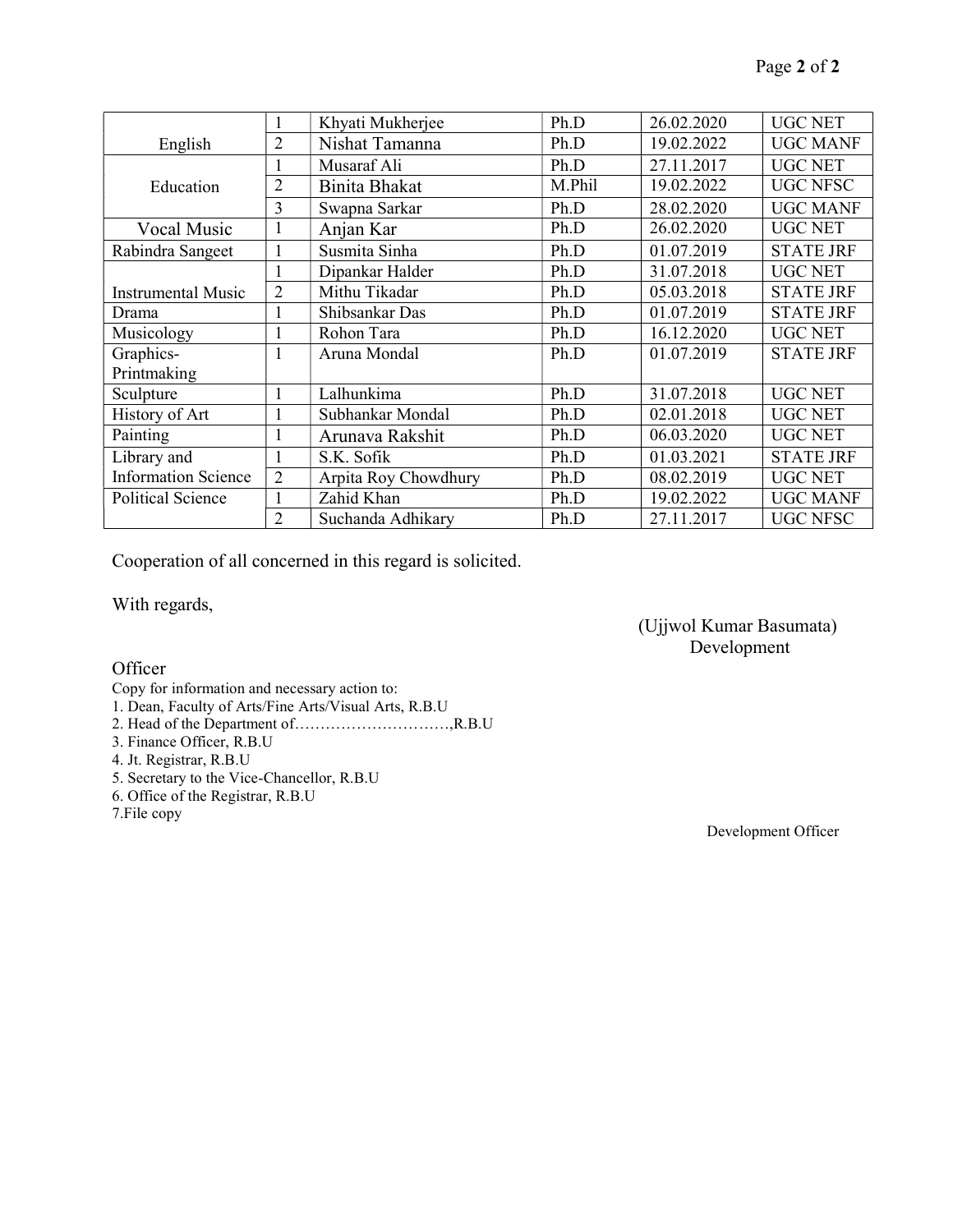| | | | | | |
|---|---|---|---|---|---|
| English | 1 | Khyati Mukherjee | Ph.D | 26.02.2020 | UGC NET |
| | 2 | Nishat Tamanna | Ph.D | 19.02.2022 | UGC MANF |
| Education | 1 | Musaraf Ali | Ph.D | 27.11.2017 | UGC NET |
| | 2 | Binita Bhakat | M.Phil | 19.02.2022 | UGC NFSC |
| | 3 | Swapna Sarkar | Ph.D | 28.02.2020 | UGC MANF |
| Vocal Music | 1 | Anjan Kar | Ph.D | 26.02.2020 | UGC NET |
| Rabindra Sangeet | 1 | Susmita Sinha | Ph.D | 01.07.2019 | STATE JRF |
| Instrumental Music | 1 | Dipankar Halder | Ph.D | 31.07.2018 | UGC NET |
| | 2 | Mithu Tikadar | Ph.D | 05.03.2018 | STATE JRF |
| Drama | 1 | Shibsankar Das | Ph.D | 01.07.2019 | STATE JRF |
| Musicology | 1 | Rohon Tara | Ph.D | 16.12.2020 | UGC NET |
| Graphics-Printmaking | 1 | Aruna Mondal | Ph.D | 01.07.2019 | STATE JRF |
| Sculpture | 1 | Lalhunkima | Ph.D | 31.07.2018 | UGC NET |
| History of Art | 1 | Subhankar Mondal | Ph.D | 02.01.2018 | UGC NET |
| Painting | 1 | Arunava Rakshit | Ph.D | 06.03.2020 | UGC NET |
| Library and Information Science | 1 | S.K. Sofik | Ph.D | 01.03.2021 | STATE JRF |
| | 2 | Arpita Roy Chowdhury | Ph.D | 08.02.2019 | UGC NET |
| Political Science | 1 | Zahid Khan | Ph.D | 19.02.2022 | UGC MANF |
| | 2 | Suchanda Adhikary | Ph.D | 27.11.2017 | UGC NFSC |

Cooperation of all concerned in this regard is solicited.

With regards,

(Ujjwol Kumar Basumata)
Development Officer

Copy for information and necessary action to:
1. Dean, Faculty of Arts/Fine Arts/Visual Arts, R.B.U
2. Head of the Department of…………………………,R.B.U
3. Finance Officer, R.B.U
4. Jt. Registrar, R.B.U
5. Secretary to the Vice-Chancellor, R.B.U
6. Office of the Registrar, R.B.U
7.File copy

Development Officer